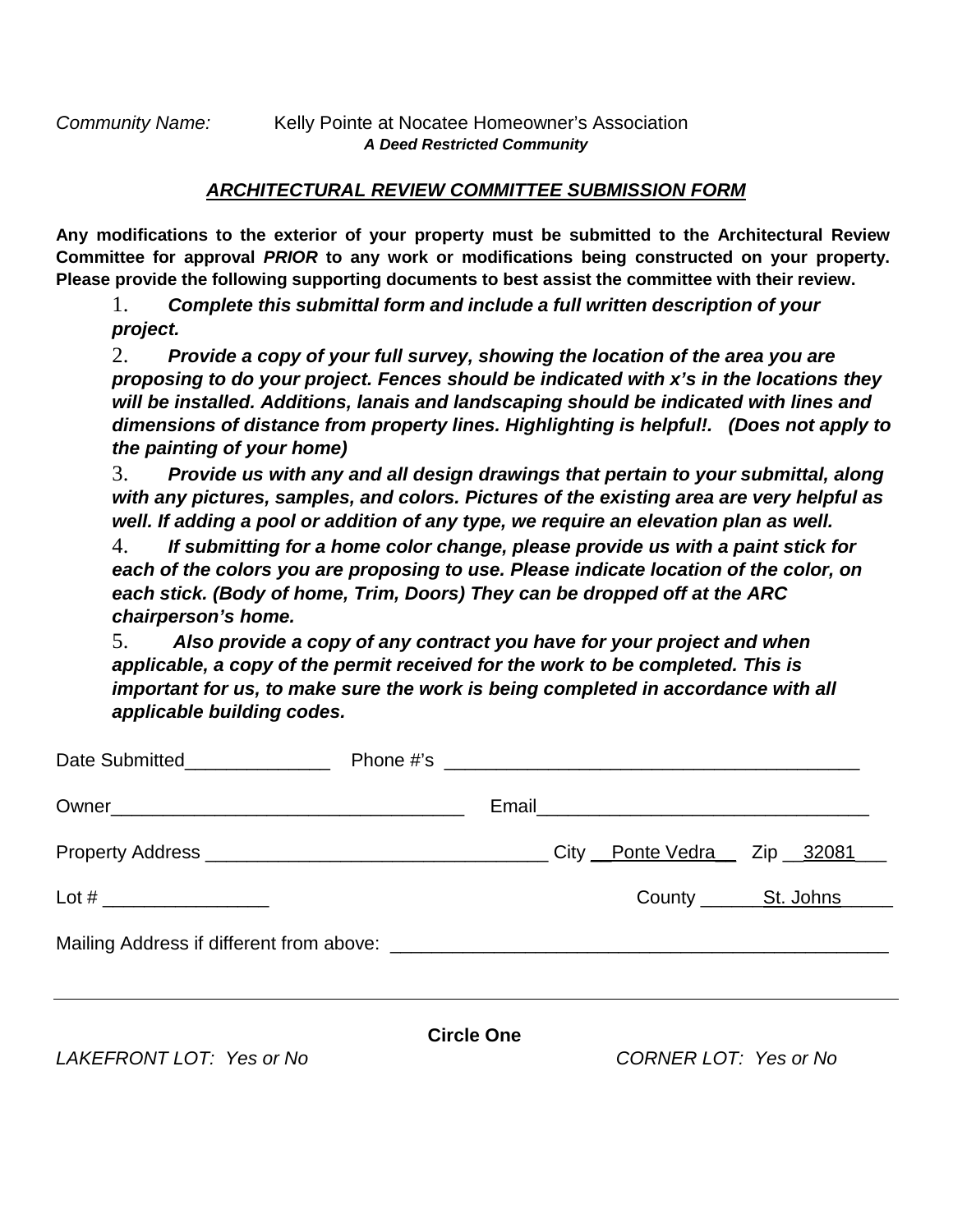*Community Name:* Kelly Pointe at Nocatee Homeowner's Association

***A Deed Restricted Community***

## ***ARCHITECTURAL REVIEW COMMITTEE SUBMISSION FORM***

**Any modifications to the exterior of your property must be submitted to the Architectural Review Committee for approval *PRIOR* to any work or modifications being constructed on your property. Please provide the following supporting documents to best assist the committee with their review.**

1. ***Complete this submittal form and include a full written description of your project.***
2. ***Provide a copy of your full survey, showing the location of the area you are proposing to do your project. Fences should be indicated with x's in the locations they will be installed. Additions, lanais and landscaping should be indicated with lines and dimensions of distance from property lines. Highlighting is helpful!. (Does not apply to the painting of your home)***
3. ***Provide us with any and all design drawings that pertain to your submittal, along with any pictures, samples, and colors. Pictures of the existing area are very helpful as well. If adding a pool or addition of any type, we require an elevation plan as well.***
4. ***If submitting for a home color change, please provide us with a paint stick for each of the colors you are proposing to use. Please indicate location of the color, on each stick. (Body of home, Trim, Doors) They can be dropped off at the ARC chairperson's home.***
5. ***Also provide a copy of any contract you have for your project and when applicable, a copy of the permit received for the work to be completed. This is important for us, to make sure the work is being completed in accordance with all applicable building codes.***

Date Submitted______________ Phone #'s ________________________________________

Owner__________________________________ Email________________________________

Property Address _________________________________ City __Ponte Vedra__ Zip __32081___

Lot # ________________ County ______St. Johns_____

Mailing Address if different from above: ________________________________________________

---

**Circle One**

*LAKEFRONT LOT: Yes or No* *CORNER LOT: Yes or No*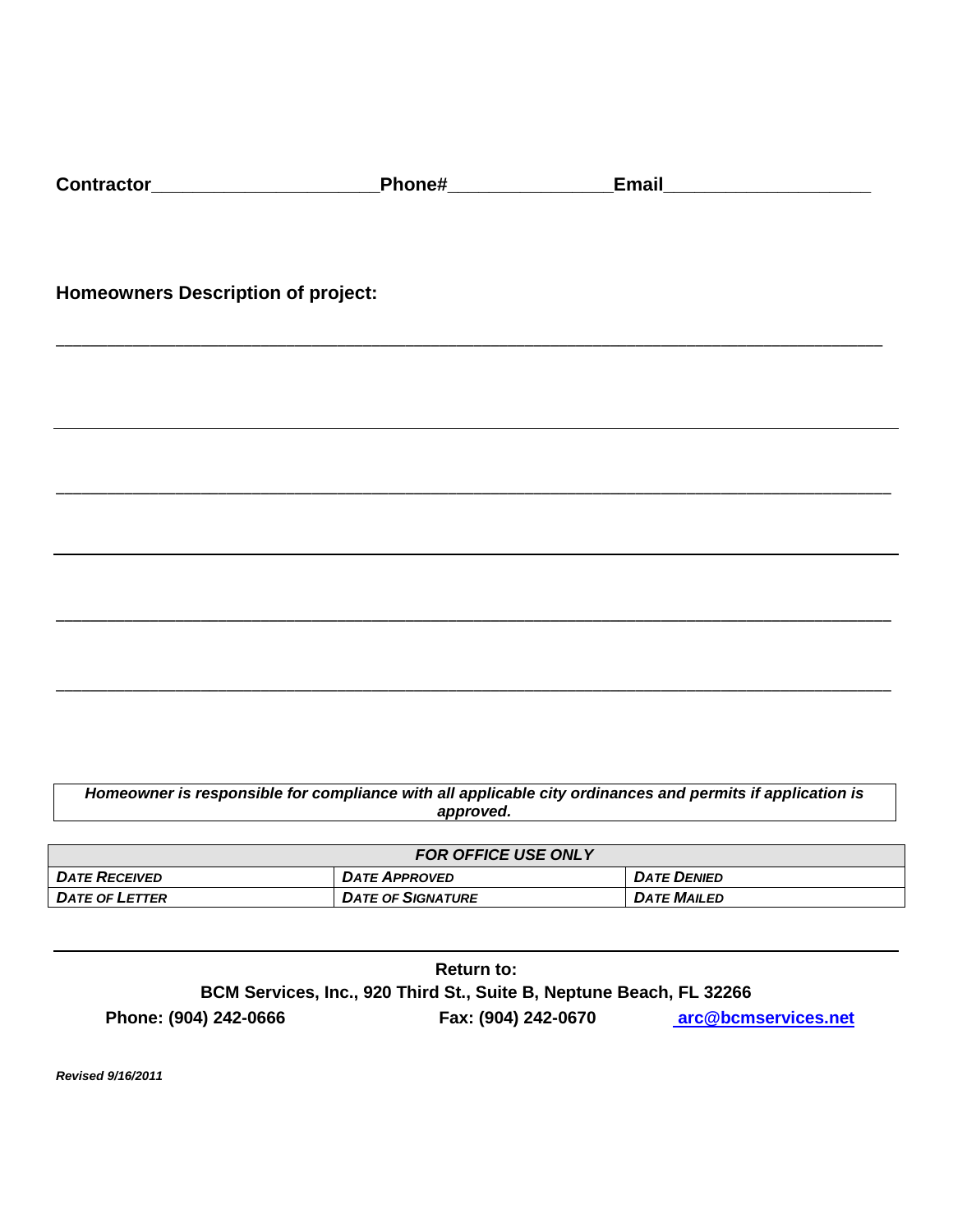**Contractor**_____________________**Phone#**_______________**Email**___________________

**Homeowners Description of project:**

_______________________________________________________________________________

_______________________________________________________________________________

_______________________________________________________________________________

_______________________________________________________________________________

_______________________________________________________________________________

_______________________________________________________________________________

***Homeowner is responsible for compliance with all applicable city ordinances and permits if application is approved.***

| ***FOR OFFICE USE ONLY*** | | |
|---|---|---|
| ***DATE RECEIVED*** | ***DATE APPROVED*** | ***DATE DENIED*** |
| ***DATE OF LETTER*** | ***DATE OF SIGNATURE*** | ***DATE MAILED*** |

**Return to:**

**BCM Services, Inc., 920 Third St., Suite B, Neptune Beach, FL 32266**

**Phone: (904) 242-0666** **Fax: (904) 242-0670** **arc@bcmservices.net**

***Revised 9/16/2011***